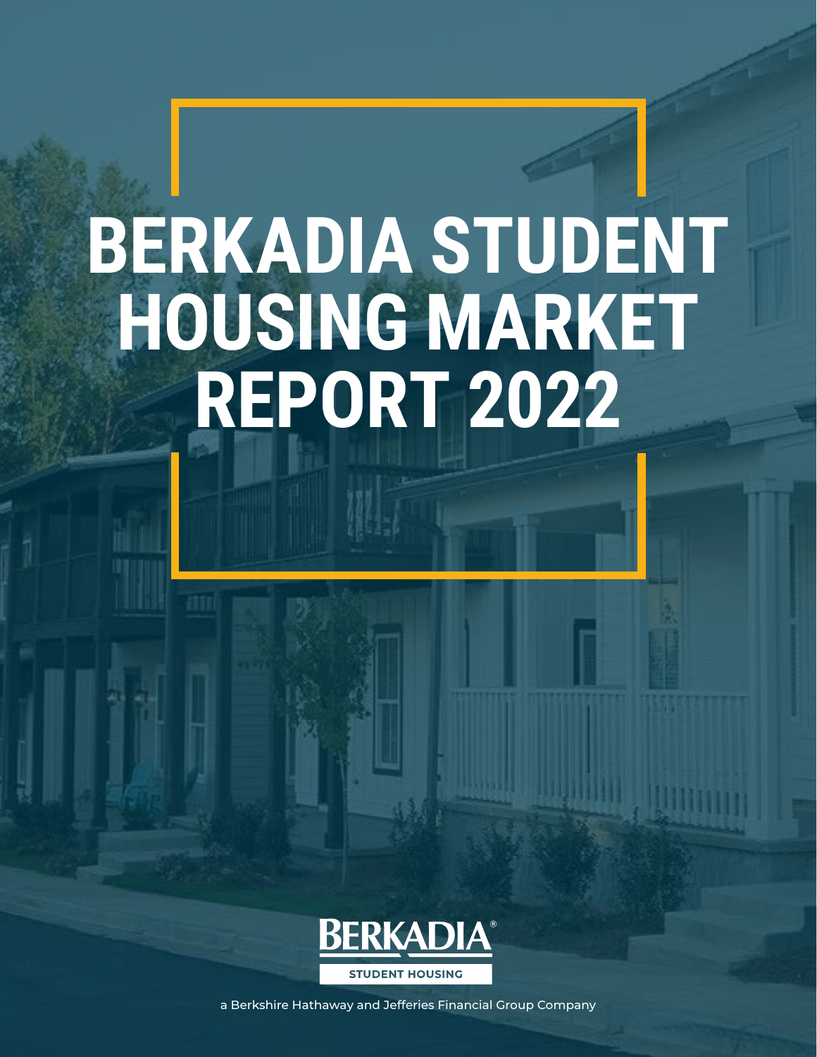# BERKADIA STUDENT HOUSING MARKET REPORT 2022

BERKADIA®

STUDENT HOUSING

a Berkshire Hathaway and Jefferies Financial Group Company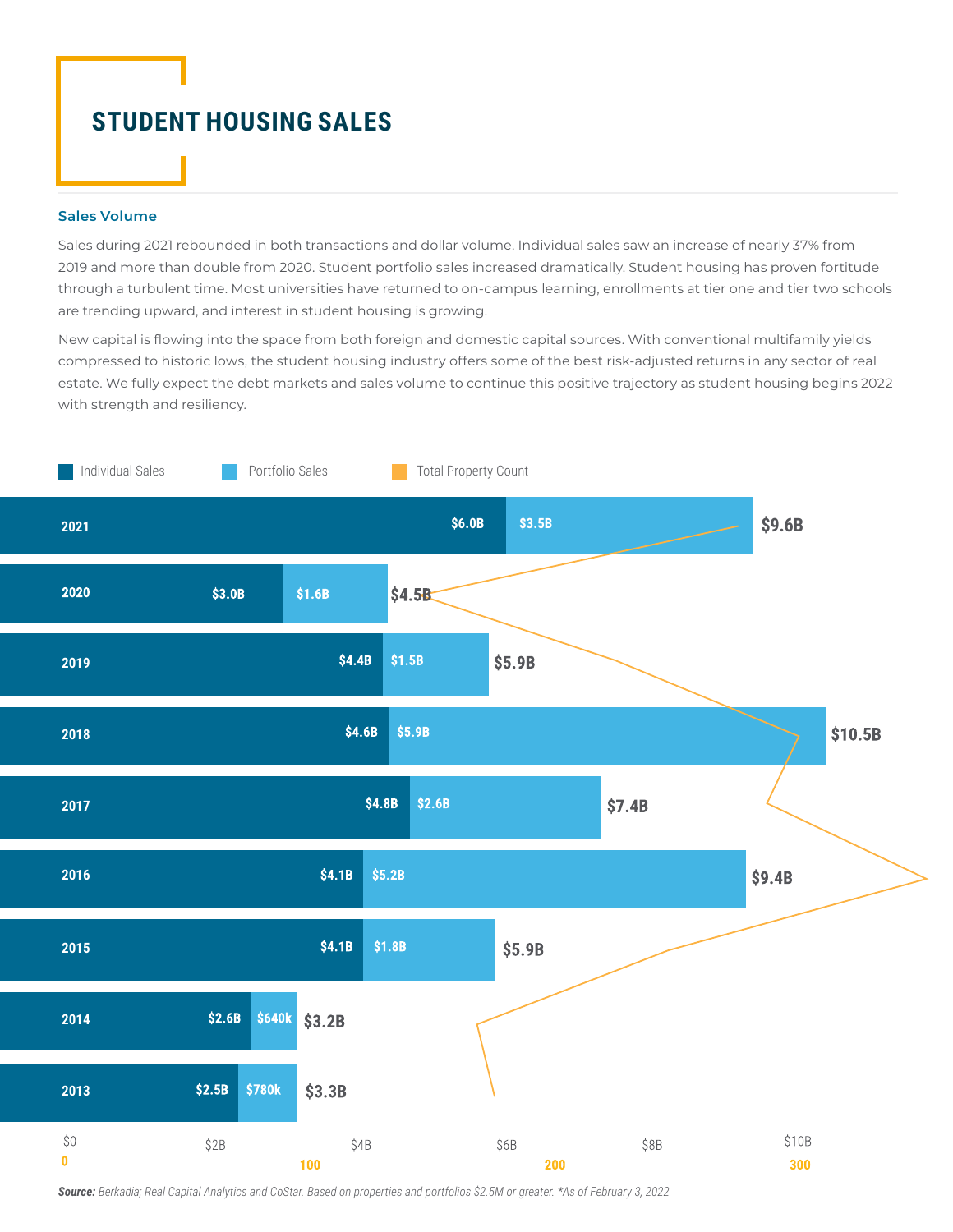# STUDENT HOUSING SALES

### Sales Volume

Sales during 2021 rebounded in both transactions and dollar volume. Individual sales saw an increase of nearly 37% from 2019 and more than double from 2020. Student portfolio sales increased dramatically. Student housing has proven fortitude through a turbulent time. Most universities have returned to on-campus learning, enrollments at tier one and tier two schools are trending upward, and interest in student housing is growing.

New capital is flowing into the space from both foreign and domestic capital sources. With conventional multifamily yields compressed to historic lows, the student housing industry offers some of the best risk-adjusted returns in any sector of real estate. We fully expect the debt markets and sales volume to continue this positive trajectory as student housing begins 2022 with strength and resiliency.

| Year | Individual Sales | Portfolio Sales | Total |
|---|---|---|---|
| 2021 | $6.0B | $3.5B | $9.6B |
| 2020 | $3.0B | $1.6B | $4.5B |
| 2019 | $4.4B | $1.5B | $5.9B |
| 2018 | $4.6B | $5.9B | $10.5B |
| 2017 | $4.8B | $2.6B | $7.4B |
| 2016 | $4.1B | $5.2B | $9.4B |
| 2015 | $4.1B | $1.8B | $5.9B |
| 2014 | $2.6B | $640k | $3.2B |
| 2013 | $2.5B | $780k | $3.3B |

*Source: Berkadia; Real Capital Analytics and CoStar. Based on properties and portfolios $2.5M or greater. *As of February 3, 2022*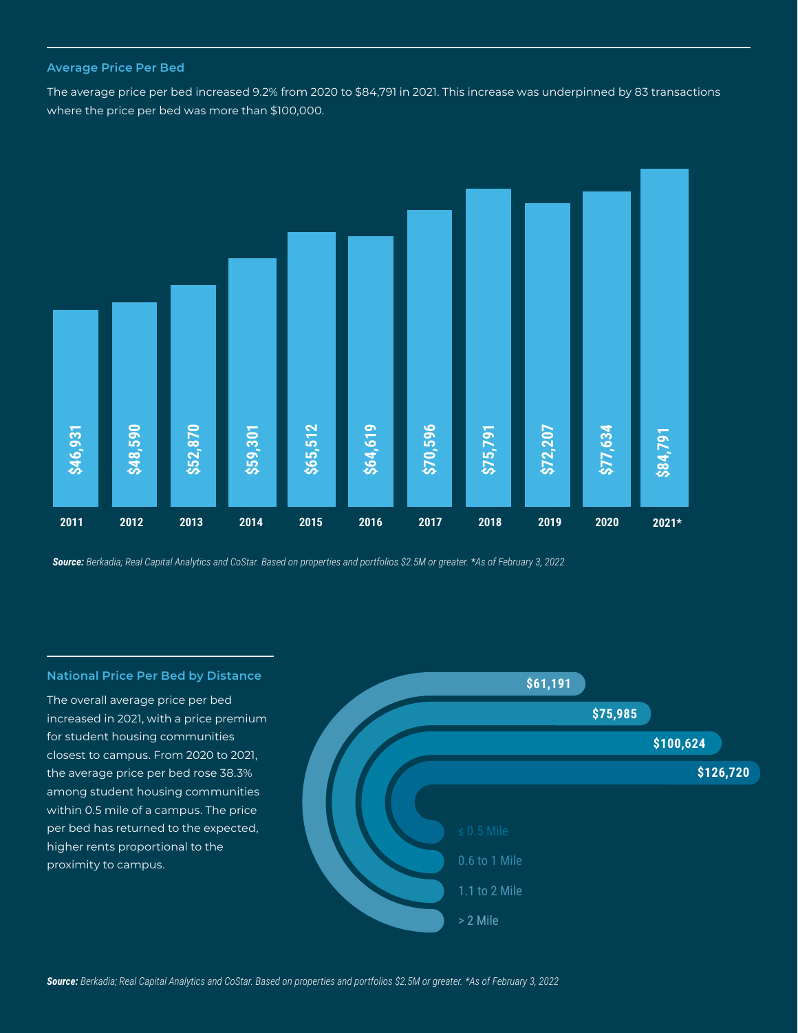## Average Price Per Bed

The average price per bed increased 9.2% from 2020 to $84,791 in 2021. This increase was underpinned by 83 transactions where the price per bed was more than $100,000.

| Year | Average Price Per Bed |
|---|---|
| 2011 | $46,931 |
| 2012 | $48,590 |
| 2013 | $52,870 |
| 2014 | $59,301 |
| 2015 | $65,512 |
| 2016 | $64,619 |
| 2017 | $70,596 |
| 2018 | $75,791 |
| 2019 | $72,207 |
| 2020 | $77,634 |
| 2021* | $84,791 |

***Source:*** *Berkadia; Real Capital Analytics and CoStar. Based on properties and portfolios $2.5M or greater. *As of February 3, 2022*

## National Price Per Bed by Distance

The overall average price per bed increased in 2021, with a price premium for student housing communities closest to campus. From 2020 to 2021, the average price per bed rose 38.3% among student housing communities within 0.5 mile of a campus. The price per bed has returned to the expected, higher rents proportional to the proximity to campus.

| Distance | Price Per Bed |
|---|---|
| ≤ 0.5 Mile | $126,720 |
| 0.6 to 1 Mile | $100,624 |
| 1.1 to 2 Mile | $75,985 |
| > 2 Mile | $61,191 |

***Source:*** *Berkadia; Real Capital Analytics and CoStar. Based on properties and portfolios $2.5M or greater. *As of February 3, 2022*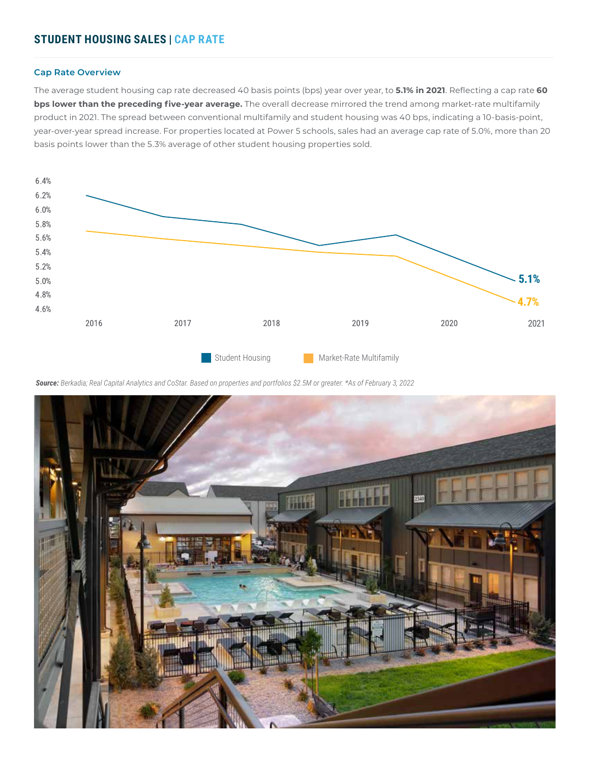## STUDENT HOUSING SALES | CAP RATE

### Cap Rate Overview

The average student housing cap rate decreased 40 basis points (bps) year over year, to **5.1% in 2021**. Reflecting a cap rate **60 bps lower than the preceding five-year average.** The overall decrease mirrored the trend among market-rate multifamily product in 2021. The spread between conventional multifamily and student housing was 40 bps, indicating a 10-basis-point, year-over-year spread increase. For properties located at Power 5 schools, sales had an average cap rate of 5.0%, more than 20 basis points lower than the 5.3% average of other student housing properties sold.

6.4%
6.2%
6.0%
5.8%
5.6%
5.4%
5.2%
5.0%
4.8%
4.6%

2016 2017 2018 2019 2020 2021

5.1%
4.7%

Student Housing | Market-Rate Multifamily

***Source:*** *Berkadia; Real Capital Analytics and CoStar. Based on properties and portfolios $2.5M or greater. *As of February 3, 2022*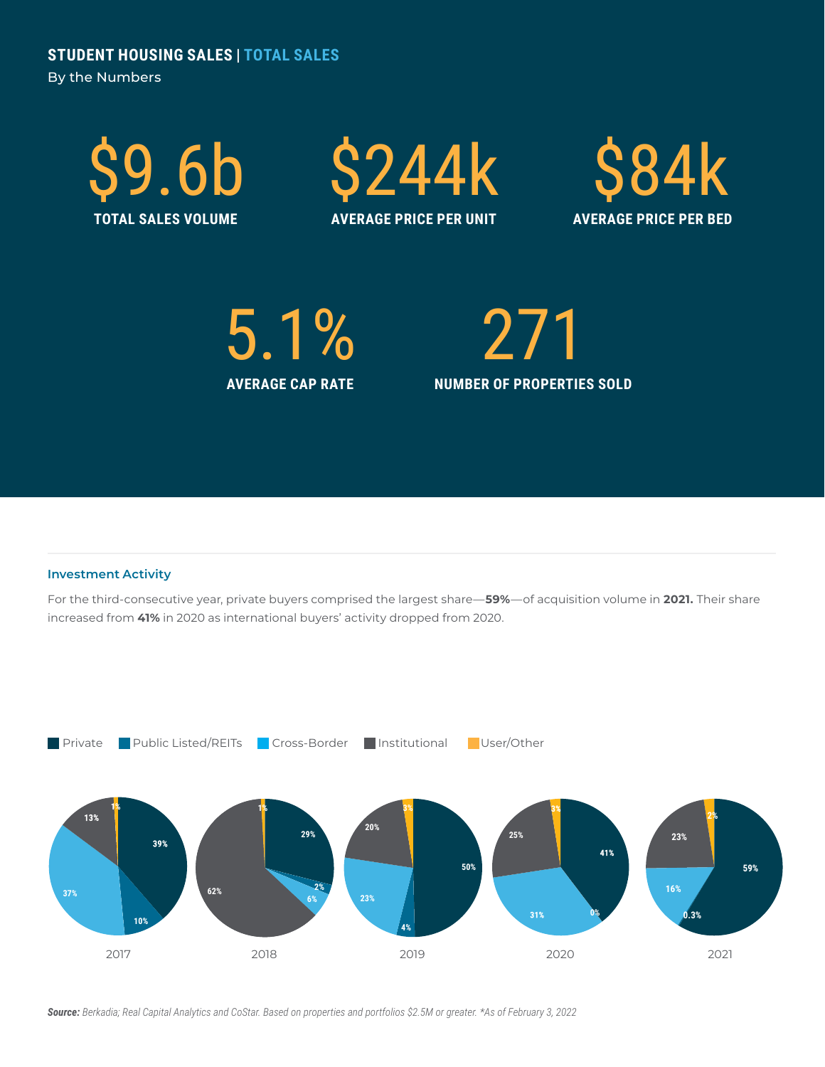## STUDENT HOUSING SALES | TOTAL SALES

By the Numbers

**$9.6b**
TOTAL SALES VOLUME

**$244k**
AVERAGE PRICE PER UNIT

**$84k**
AVERAGE PRICE PER BED

**5.1%**
AVERAGE CAP RATE

**271**
NUMBER OF PROPERTIES SOLD

### Investment Activity

For the third-consecutive year, private buyers comprised the largest share—**59%**—of acquisition volume in **2021.** Their share increased from **41%** in 2020 as international buyers' activity dropped from 2020.

| Year | Private | Public Listed/REITs | Cross-Border | Institutional | User/Other |
|---|---|---|---|---|---|
| 2017 | 39% | 10% | 37% | 13% | 1% |
| 2018 | 29% | 2% | 6% | 62% | 1% |
| 2019 | 50% | 4% | 23% | 20% | 3% |
| 2020 | 41% | 0% | 31% | 25% | 3% |
| 2021 | 59% | 0.3% | 16% | 23% | 2% |

***Source:*** *Berkadia; Real Capital Analytics and CoStar. Based on properties and portfolios $2.5M or greater. *As of February 3, 2022*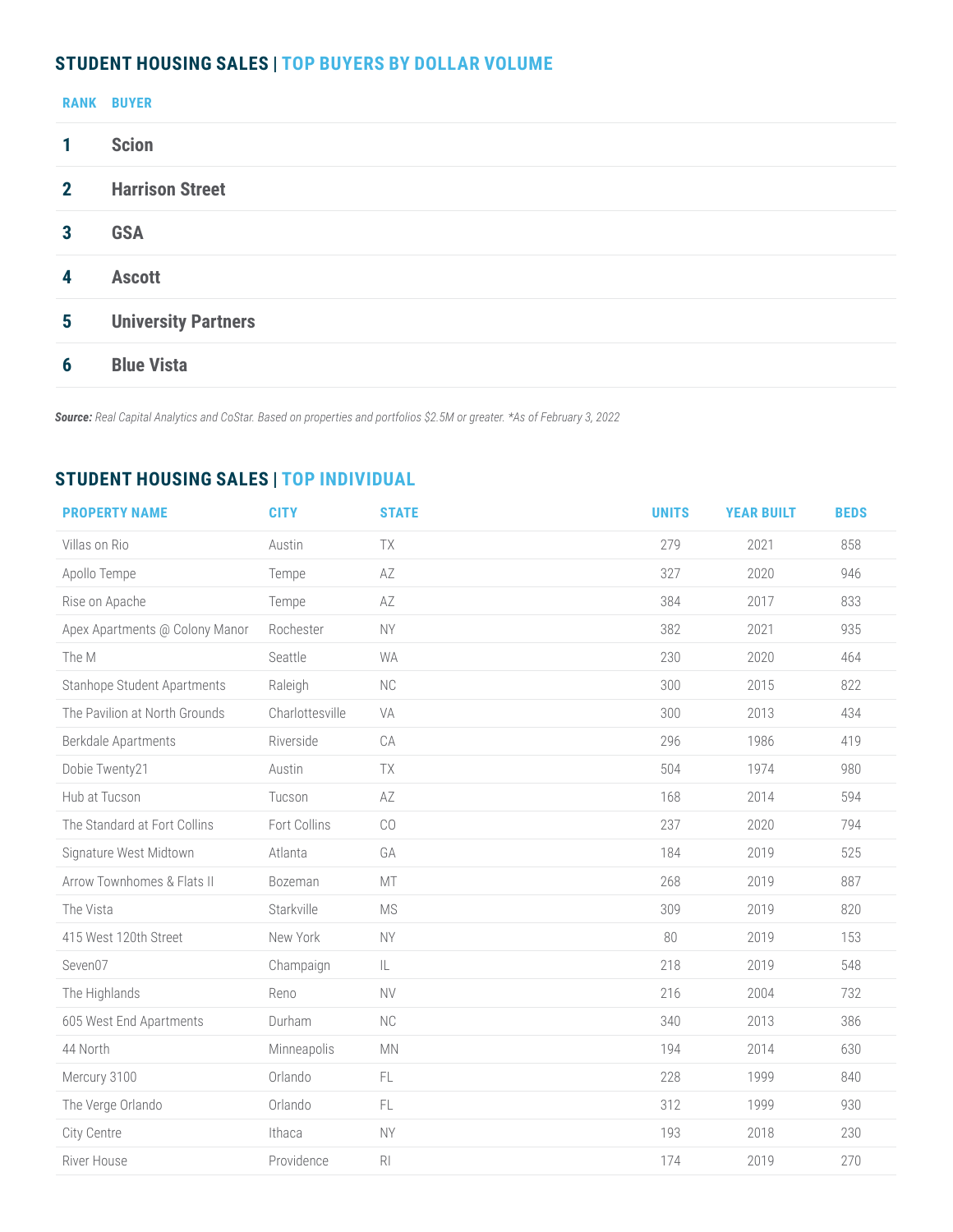## STUDENT HOUSING SALES | TOP BUYERS BY DOLLAR VOLUME

| RANK | BUYER |
|---|---|
| 1 | Scion |
| 2 | Harrison Street |
| 3 | GSA |
| 4 | Ascott |
| 5 | University Partners |
| 6 | Blue Vista |

***Source:*** *Real Capital Analytics and CoStar. Based on properties and portfolios $2.5M or greater. *As of February 3, 2022*

## STUDENT HOUSING SALES | TOP INDIVIDUAL

| PROPERTY NAME | CITY | STATE | UNITS | YEAR BUILT | BEDS |
|---|---|---|---|---|---|
| Villas on Rio | Austin | TX | 279 | 2021 | 858 |
| Apollo Tempe | Tempe | AZ | 327 | 2020 | 946 |
| Rise on Apache | Tempe | AZ | 384 | 2017 | 833 |
| Apex Apartments @ Colony Manor | Rochester | NY | 382 | 2021 | 935 |
| The M | Seattle | WA | 230 | 2020 | 464 |
| Stanhope Student Apartments | Raleigh | NC | 300 | 2015 | 822 |
| The Pavilion at North Grounds | Charlottesville | VA | 300 | 2013 | 434 |
| Berkdale Apartments | Riverside | CA | 296 | 1986 | 419 |
| Dobie Twenty21 | Austin | TX | 504 | 1974 | 980 |
| Hub at Tucson | Tucson | AZ | 168 | 2014 | 594 |
| The Standard at Fort Collins | Fort Collins | CO | 237 | 2020 | 794 |
| Signature West Midtown | Atlanta | GA | 184 | 2019 | 525 |
| Arrow Townhomes & Flats II | Bozeman | MT | 268 | 2019 | 887 |
| The Vista | Starkville | MS | 309 | 2019 | 820 |
| 415 West 120th Street | New York | NY | 80 | 2019 | 153 |
| Seven07 | Champaign | IL | 218 | 2019 | 548 |
| The Highlands | Reno | NV | 216 | 2004 | 732 |
| 605 West End Apartments | Durham | NC | 340 | 2013 | 386 |
| 44 North | Minneapolis | MN | 194 | 2014 | 630 |
| Mercury 3100 | Orlando | FL | 228 | 1999 | 840 |
| The Verge Orlando | Orlando | FL | 312 | 1999 | 930 |
| City Centre | Ithaca | NY | 193 | 2018 | 230 |
| River House | Providence | RI | 174 | 2019 | 270 |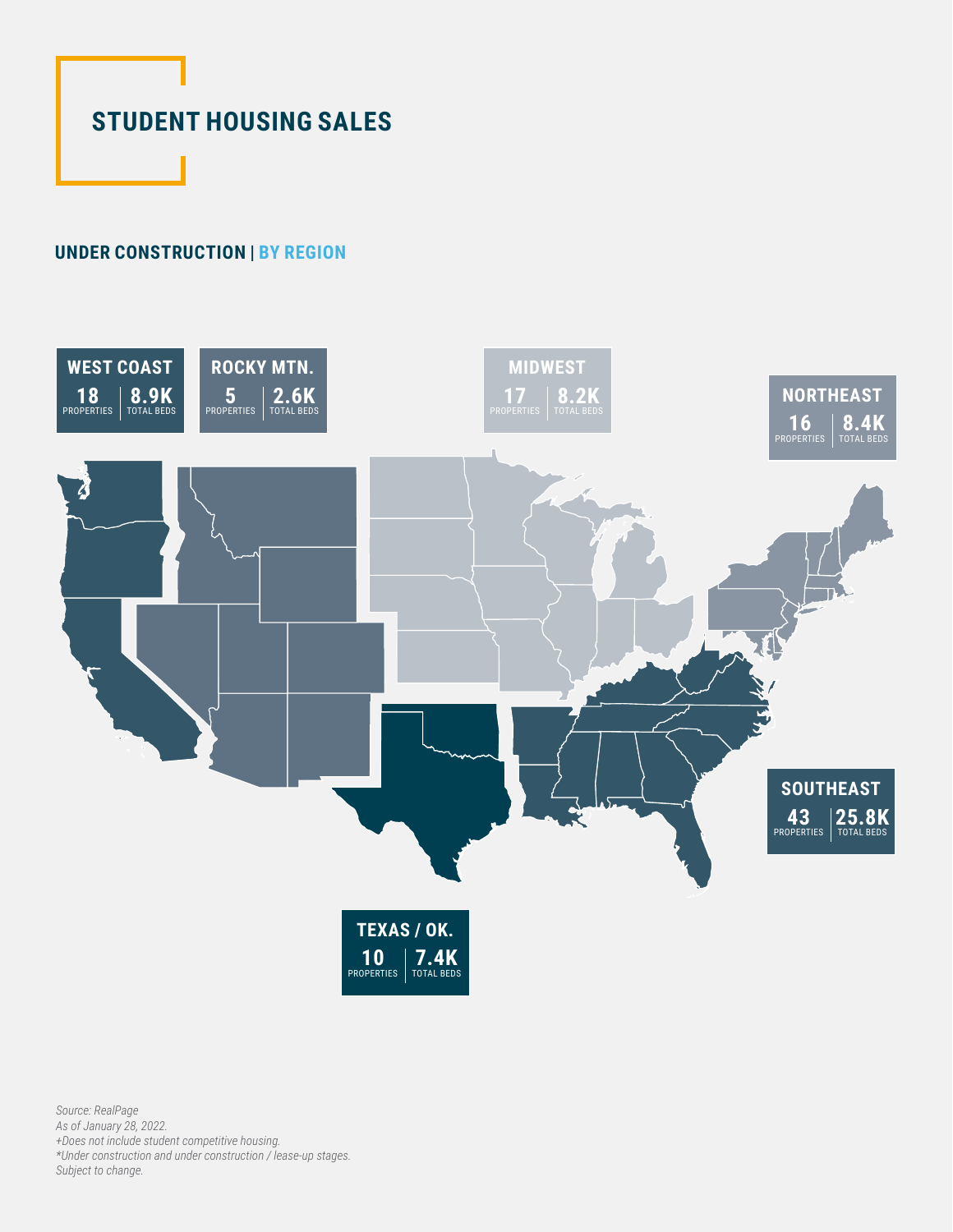# STUDENT HOUSING SALES

## UNDER CONSTRUCTION | BY REGION

| Region | Properties | Total Beds |
|---|---|---|
| WEST COAST | 18 | 8.9K |
| ROCKY MTN. | 5 | 2.6K |
| MIDWEST | 17 | 8.2K |
| NORTHEAST | 16 | 8.4K |
| SOUTHEAST | 43 | 25.8K |
| TEXAS / OK. | 10 | 7.4K |

*Source: RealPage*
*As of January 28, 2022.*
*+Does not include student competitive housing.*
*\*Under construction and under construction / lease-up stages.*
*Subject to change.*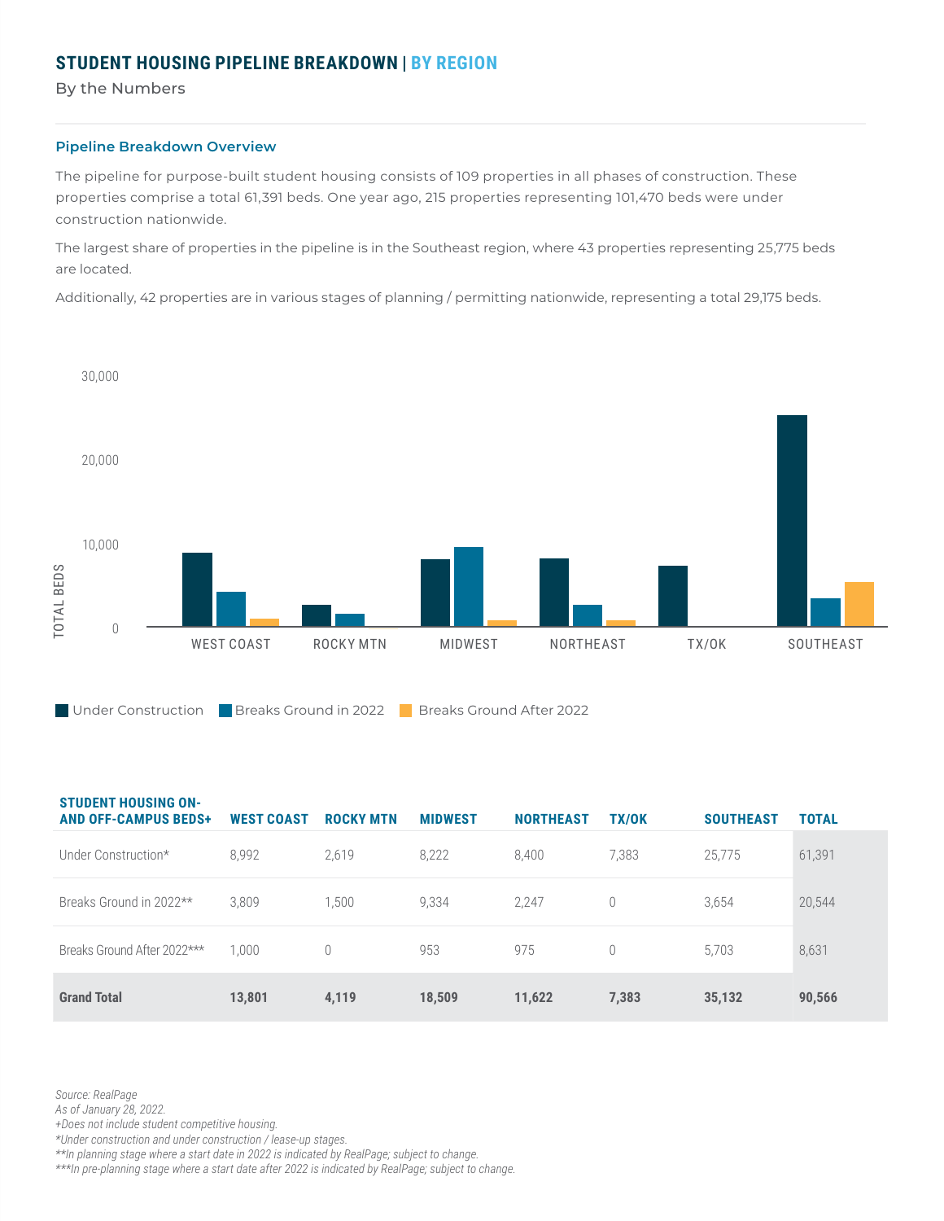# STUDENT HOUSING PIPELINE BREAKDOWN | BY REGION

By the Numbers

### Pipeline Breakdown Overview

The pipeline for purpose-built student housing consists of 109 properties in all phases of construction. These properties comprise a total 61,391 beds. One year ago, 215 properties representing 101,470 beds were under construction nationwide.

The largest share of properties in the pipeline is in the Southeast region, where 43 properties representing 25,775 beds are located.

Additionally, 42 properties are in various stages of planning / permitting nationwide, representing a total 29,175 beds.

| STUDENT HOUSING ON- AND OFF-CAMPUS BEDS+ | WEST COAST | ROCKY MTN | MIDWEST | NORTHEAST | TX/OK | SOUTHEAST | TOTAL |
|---|---|---|---|---|---|---|---|
| Under Construction* | 8,992 | 2,619 | 8,222 | 8,400 | 7,383 | 25,775 | 61,391 |
| Breaks Ground in 2022** | 3,809 | 1,500 | 9,334 | 2,247 | 0 | 3,654 | 20,544 |
| Breaks Ground After 2022*** | 1,000 | 0 | 953 | 975 | 0 | 5,703 | 8,631 |
| **Grand Total** | **13,801** | **4,119** | **18,509** | **11,622** | **7,383** | **35,132** | **90,566** |

*Source: RealPage*
*As of January 28, 2022.*
*+Does not include student competitive housing.*
*\*Under construction and under construction / lease-up stages.*
*\*\*In planning stage where a start date in 2022 is indicated by RealPage; subject to change.*
*\*\*\*In pre-planning stage where a start date after 2022 is indicated by RealPage; subject to change.*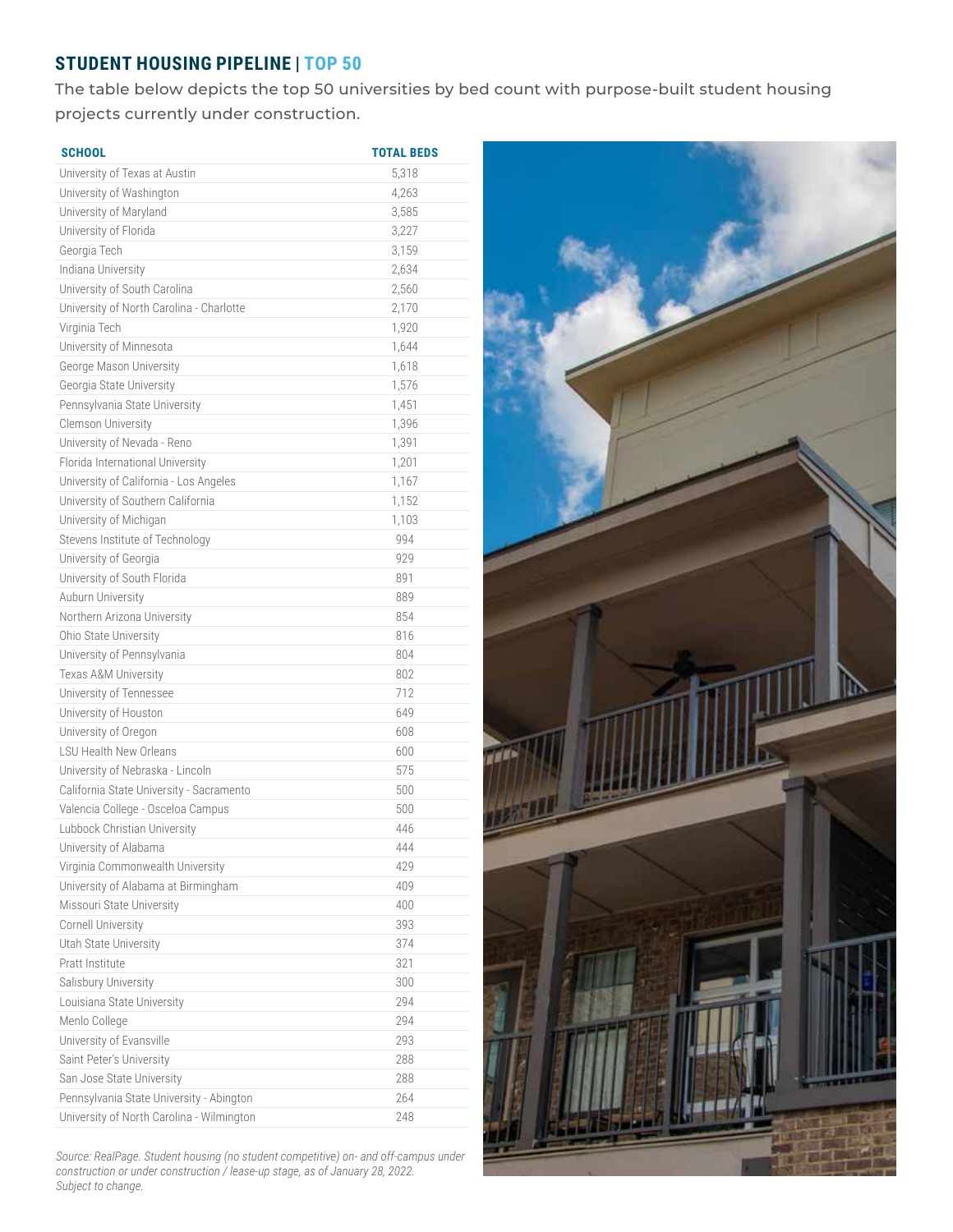## STUDENT HOUSING PIPELINE | TOP 50

The table below depicts the top 50 universities by bed count with purpose-built student housing projects currently under construction.

| SCHOOL | TOTAL BEDS |
|---|---|
| University of Texas at Austin | 5,318 |
| University of Washington | 4,263 |
| University of Maryland | 3,585 |
| University of Florida | 3,227 |
| Georgia Tech | 3,159 |
| Indiana University | 2,634 |
| University of South Carolina | 2,560 |
| University of North Carolina - Charlotte | 2,170 |
| Virginia Tech | 1,920 |
| University of Minnesota | 1,644 |
| George Mason University | 1,618 |
| Georgia State University | 1,576 |
| Pennsylvania State University | 1,451 |
| Clemson University | 1,396 |
| University of Nevada - Reno | 1,391 |
| Florida International University | 1,201 |
| University of California - Los Angeles | 1,167 |
| University of Southern California | 1,152 |
| University of Michigan | 1,103 |
| Stevens Institute of Technology | 994 |
| University of Georgia | 929 |
| University of South Florida | 891 |
| Auburn University | 889 |
| Northern Arizona University | 854 |
| Ohio State University | 816 |
| University of Pennsylvania | 804 |
| Texas A&M University | 802 |
| University of Tennessee | 712 |
| University of Houston | 649 |
| University of Oregon | 608 |
| LSU Health New Orleans | 600 |
| University of Nebraska - Lincoln | 575 |
| California State University - Sacramento | 500 |
| Valencia College - Osceloa Campus | 500 |
| Lubbock Christian University | 446 |
| University of Alabama | 444 |
| Virginia Commonwealth University | 429 |
| University of Alabama at Birmingham | 409 |
| Missouri State University | 400 |
| Cornell University | 393 |
| Utah State University | 374 |
| Pratt Institute | 321 |
| Salisbury University | 300 |
| Louisiana State University | 294 |
| Menlo College | 294 |
| University of Evansville | 293 |
| Saint Peter's University | 288 |
| San Jose State University | 288 |
| Pennsylvania State University - Abington | 264 |
| University of North Carolina - Wilmington | 248 |

*Source: RealPage. Student housing (no student competitive) on- and off-campus under construction or under construction / lease-up stage, as of January 28, 2022. Subject to change.*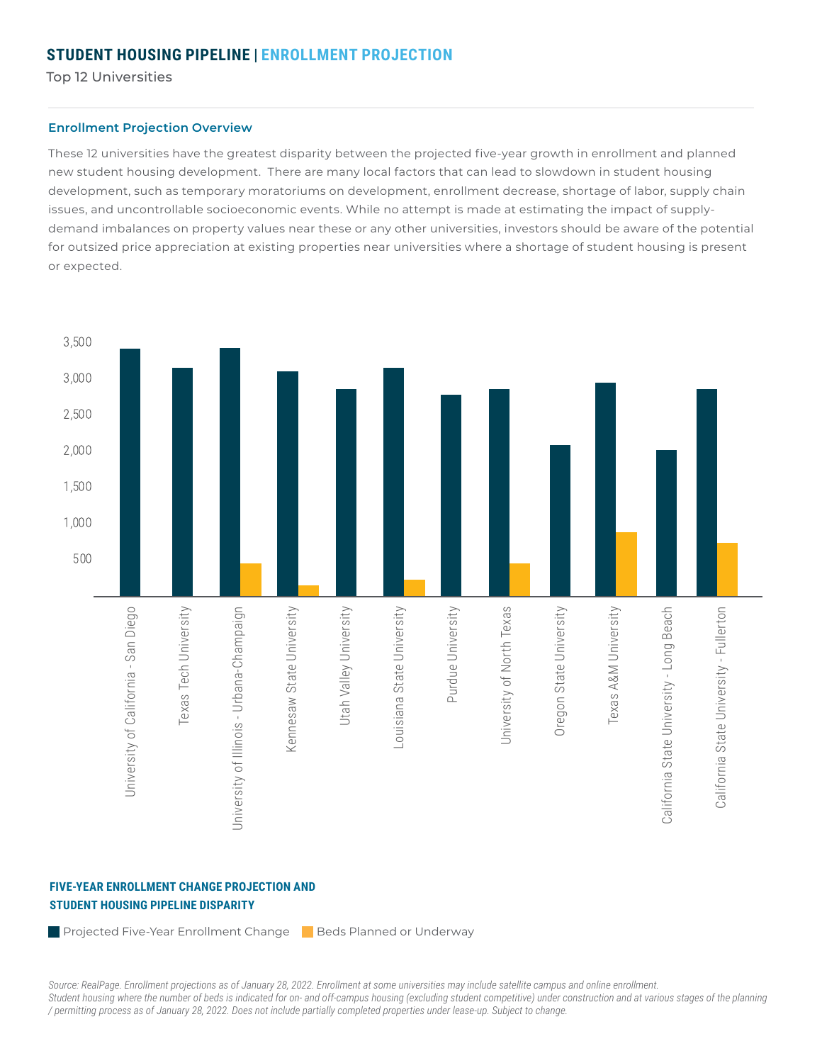# STUDENT HOUSING PIPELINE | ENROLLMENT PROJECTION

Top 12 Universities

### Enrollment Projection Overview

These 12 universities have the greatest disparity between the projected five-year growth in enrollment and planned new student housing development. There are many local factors that can lead to slowdown in student housing development, such as temporary moratoriums on development, enrollment decrease, shortage of labor, supply chain issues, and uncontrollable socioeconomic events. While no attempt is made at estimating the impact of supply-demand imbalances on property values near these or any other universities, investors should be aware of the potential for outsized price appreciation at existing properties near universities where a shortage of student housing is present or expected.

**FIVE-YEAR ENROLLMENT CHANGE PROJECTION AND STUDENT HOUSING PIPELINE DISPARITY**

Legend: Projected Five-Year Enrollment Change; Beds Planned or Underway

Y-axis: 500, 1,000, 1,500, 2,000, 2,500, 3,000, 3,500

X-axis: University of California - San Diego; Texas Tech University; University of Illinois - Urbana-Champaign; Kennesaw State University; Utah Valley University; Louisiana State University; Purdue University; University of North Texas; Oregon State University; Texas A&M University; California State University - Long Beach; California State University - Fullerton

*Source: RealPage. Enrollment projections as of January 28, 2022. Enrollment at some universities may include satellite campus and online enrollment. Student housing where the number of beds is indicated for on- and off-campus housing (excluding student competitive) under construction and at various stages of the planning / permitting process as of January 28, 2022. Does not include partially completed properties under lease-up. Subject to change.*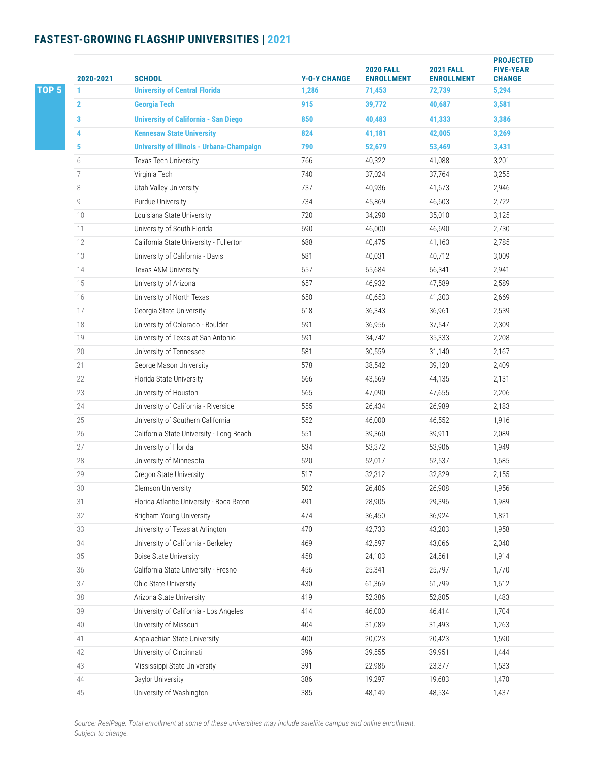## FASTEST-GROWING FLAGSHIP UNIVERSITIES | 2021

| | 2020-2021 | SCHOOL | Y-O-Y CHANGE | 2020 FALL ENROLLMENT | 2021 FALL ENROLLMENT | PROJECTED FIVE-YEAR CHANGE |
|---|---|---|---|---|---|---|
| TOP 5 | **1** | **University of Central Florida** | **1,286** | **71,453** | **72,739** | **5,294** |
| | **2** | **Georgia Tech** | **915** | **39,772** | **40,687** | **3,581** |
| | **3** | **University of California - San Diego** | **850** | **40,483** | **41,333** | **3,386** |
| | **4** | **Kennesaw State University** | **824** | **41,181** | **42,005** | **3,269** |
| | **5** | **University of Illinois - Urbana-Champaign** | **790** | **52,679** | **53,469** | **3,431** |
| | 6 | Texas Tech University | 766 | 40,322 | 41,088 | 3,201 |
| | 7 | Virginia Tech | 740 | 37,024 | 37,764 | 3,255 |
| | 8 | Utah Valley University | 737 | 40,936 | 41,673 | 2,946 |
| | 9 | Purdue University | 734 | 45,869 | 46,603 | 2,722 |
| | 10 | Louisiana State University | 720 | 34,290 | 35,010 | 3,125 |
| | 11 | University of South Florida | 690 | 46,000 | 46,690 | 2,730 |
| | 12 | California State University - Fullerton | 688 | 40,475 | 41,163 | 2,785 |
| | 13 | University of California - Davis | 681 | 40,031 | 40,712 | 3,009 |
| | 14 | Texas A&M University | 657 | 65,684 | 66,341 | 2,941 |
| | 15 | University of Arizona | 657 | 46,932 | 47,589 | 2,589 |
| | 16 | University of North Texas | 650 | 40,653 | 41,303 | 2,669 |
| | 17 | Georgia State University | 618 | 36,343 | 36,961 | 2,539 |
| | 18 | University of Colorado - Boulder | 591 | 36,956 | 37,547 | 2,309 |
| | 19 | University of Texas at San Antonio | 591 | 34,742 | 35,333 | 2,208 |
| | 20 | University of Tennessee | 581 | 30,559 | 31,140 | 2,167 |
| | 21 | George Mason University | 578 | 38,542 | 39,120 | 2,409 |
| | 22 | Florida State University | 566 | 43,569 | 44,135 | 2,131 |
| | 23 | University of Houston | 565 | 47,090 | 47,655 | 2,206 |
| | 24 | University of California - Riverside | 555 | 26,434 | 26,989 | 2,183 |
| | 25 | University of Southern California | 552 | 46,000 | 46,552 | 1,916 |
| | 26 | California State University - Long Beach | 551 | 39,360 | 39,911 | 2,089 |
| | 27 | University of Florida | 534 | 53,372 | 53,906 | 1,949 |
| | 28 | University of Minnesota | 520 | 52,017 | 52,537 | 1,685 |
| | 29 | Oregon State University | 517 | 32,312 | 32,829 | 2,155 |
| | 30 | Clemson University | 502 | 26,406 | 26,908 | 1,956 |
| | 31 | Florida Atlantic University - Boca Raton | 491 | 28,905 | 29,396 | 1,989 |
| | 32 | Brigham Young University | 474 | 36,450 | 36,924 | 1,821 |
| | 33 | University of Texas at Arlington | 470 | 42,733 | 43,203 | 1,958 |
| | 34 | University of California - Berkeley | 469 | 42,597 | 43,066 | 2,040 |
| | 35 | Boise State University | 458 | 24,103 | 24,561 | 1,914 |
| | 36 | California State University - Fresno | 456 | 25,341 | 25,797 | 1,770 |
| | 37 | Ohio State University | 430 | 61,369 | 61,799 | 1,612 |
| | 38 | Arizona State University | 419 | 52,386 | 52,805 | 1,483 |
| | 39 | University of California - Los Angeles | 414 | 46,000 | 46,414 | 1,704 |
| | 40 | University of Missouri | 404 | 31,089 | 31,493 | 1,263 |
| | 41 | Appalachian State University | 400 | 20,023 | 20,423 | 1,590 |
| | 42 | University of Cincinnati | 396 | 39,555 | 39,951 | 1,444 |
| | 43 | Mississippi State University | 391 | 22,986 | 23,377 | 1,533 |
| | 44 | Baylor University | 386 | 19,297 | 19,683 | 1,470 |
| | 45 | University of Washington | 385 | 48,149 | 48,534 | 1,437 |

*Source: RealPage. Total enrollment at some of these universities may include satellite campus and online enrollment. Subject to change.*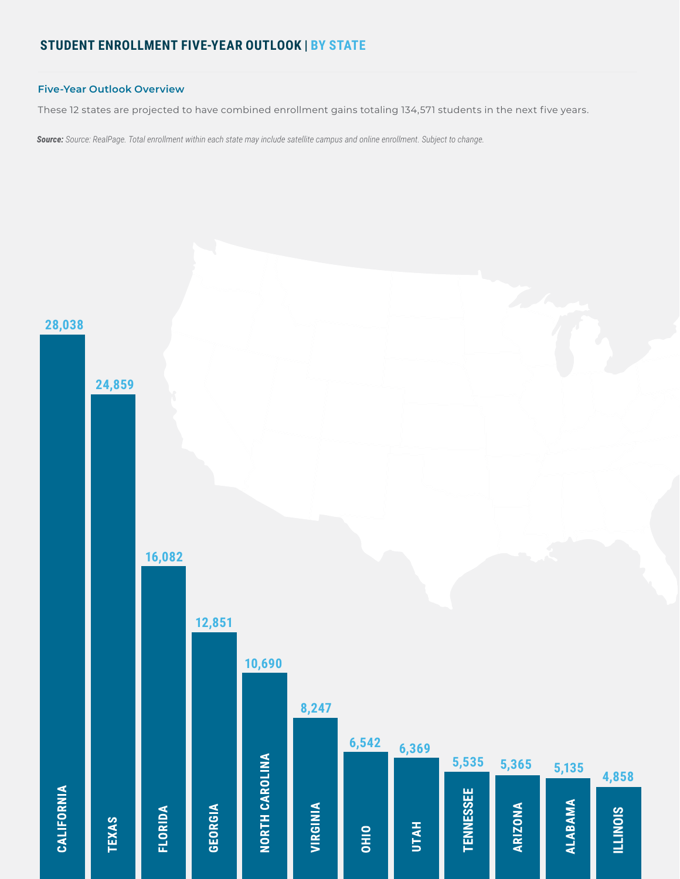## STUDENT ENROLLMENT FIVE-YEAR OUTLOOK | BY STATE

### Five-Year Outlook Overview

These 12 states are projected to have combined enrollment gains totaling 134,571 students in the next five years.

***Source:*** *Source: RealPage. Total enrollment within each state may include satellite campus and online enrollment. Subject to change.*

| State | Projected Enrollment Gain |
|---|---|
| CALIFORNIA | 28,038 |
| TEXAS | 24,859 |
| FLORIDA | 16,082 |
| GEORGIA | 12,851 |
| NORTH CAROLINA | 10,690 |
| VIRGINIA | 8,247 |
| OHIO | 6,542 |
| UTAH | 6,369 |
| TENNESSEE | 5,535 |
| ARIZONA | 5,365 |
| ALABAMA | 5,135 |
| ILLINOIS | 4,858 |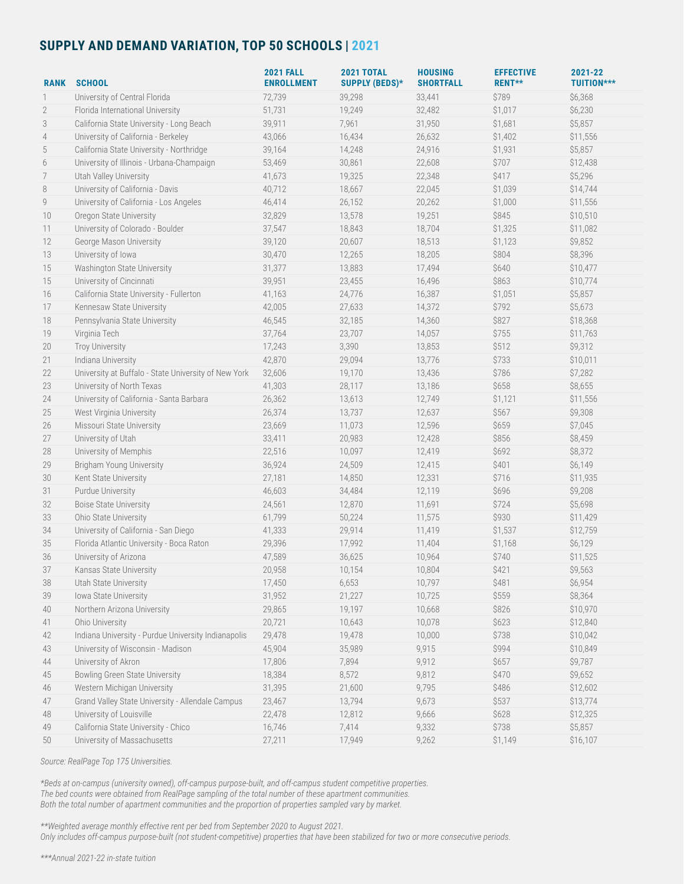## SUPPLY AND DEMAND VARIATION, TOP 50 SCHOOLS | 2021

| RANK | SCHOOL | 2021 FALL ENROLLMENT | 2021 TOTAL SUPPLY (BEDS)* | HOUSING SHORTFALL | EFFECTIVE RENT** | 2021-22 TUITION*** |
|---|---|---|---|---|---|---|
| 1 | University of Central Florida | 72,739 | 39,298 | 33,441 | $789 | $6,368 |
| 2 | Florida International University | 51,731 | 19,249 | 32,482 | $1,017 | $6,230 |
| 3 | California State University - Long Beach | 39,911 | 7,961 | 31,950 | $1,681 | $5,857 |
| 4 | University of California - Berkeley | 43,066 | 16,434 | 26,632 | $1,402 | $11,556 |
| 5 | California State University - Northridge | 39,164 | 14,248 | 24,916 | $1,931 | $5,857 |
| 6 | University of Illinois - Urbana-Champaign | 53,469 | 30,861 | 22,608 | $707 | $12,438 |
| 7 | Utah Valley University | 41,673 | 19,325 | 22,348 | $417 | $5,296 |
| 8 | University of California - Davis | 40,712 | 18,667 | 22,045 | $1,039 | $14,744 |
| 9 | University of California - Los Angeles | 46,414 | 26,152 | 20,262 | $1,000 | $11,556 |
| 10 | Oregon State University | 32,829 | 13,578 | 19,251 | $845 | $10,510 |
| 11 | University of Colorado - Boulder | 37,547 | 18,843 | 18,704 | $1,325 | $11,082 |
| 12 | George Mason University | 39,120 | 20,607 | 18,513 | $1,123 | $9,852 |
| 13 | University of Iowa | 30,470 | 12,265 | 18,205 | $804 | $8,396 |
| 15 | Washington State University | 31,377 | 13,883 | 17,494 | $640 | $10,477 |
| 15 | University of Cincinnati | 39,951 | 23,455 | 16,496 | $863 | $10,774 |
| 16 | California State University - Fullerton | 41,163 | 24,776 | 16,387 | $1,051 | $5,857 |
| 17 | Kennesaw State University | 42,005 | 27,633 | 14,372 | $792 | $5,673 |
| 18 | Pennsylvania State University | 46,545 | 32,185 | 14,360 | $827 | $18,368 |
| 19 | Virginia Tech | 37,764 | 23,707 | 14,057 | $755 | $11,763 |
| 20 | Troy University | 17,243 | 3,390 | 13,853 | $512 | $9,312 |
| 21 | Indiana University | 42,870 | 29,094 | 13,776 | $733 | $10,011 |
| 22 | University at Buffalo - State University of New York | 32,606 | 19,170 | 13,436 | $786 | $7,282 |
| 23 | University of North Texas | 41,303 | 28,117 | 13,186 | $658 | $8,655 |
| 24 | University of California - Santa Barbara | 26,362 | 13,613 | 12,749 | $1,121 | $11,556 |
| 25 | West Virginia University | 26,374 | 13,737 | 12,637 | $567 | $9,308 |
| 26 | Missouri State University | 23,669 | 11,073 | 12,596 | $659 | $7,045 |
| 27 | University of Utah | 33,411 | 20,983 | 12,428 | $856 | $8,459 |
| 28 | University of Memphis | 22,516 | 10,097 | 12,419 | $692 | $8,372 |
| 29 | Brigham Young University | 36,924 | 24,509 | 12,415 | $401 | $6,149 |
| 30 | Kent State University | 27,181 | 14,850 | 12,331 | $716 | $11,935 |
| 31 | Purdue University | 46,603 | 34,484 | 12,119 | $696 | $9,208 |
| 32 | Boise State University | 24,561 | 12,870 | 11,691 | $724 | $5,698 |
| 33 | Ohio State University | 61,799 | 50,224 | 11,575 | $930 | $11,429 |
| 34 | University of California - San Diego | 41,333 | 29,914 | 11,419 | $1,537 | $12,759 |
| 35 | Florida Atlantic University - Boca Raton | 29,396 | 17,992 | 11,404 | $1,168 | $6,129 |
| 36 | University of Arizona | 47,589 | 36,625 | 10,964 | $740 | $11,525 |
| 37 | Kansas State University | 20,958 | 10,154 | 10,804 | $421 | $9,563 |
| 38 | Utah State University | 17,450 | 6,653 | 10,797 | $481 | $6,954 |
| 39 | Iowa State University | 31,952 | 21,227 | 10,725 | $559 | $8,364 |
| 40 | Northern Arizona University | 29,865 | 19,197 | 10,668 | $826 | $10,970 |
| 41 | Ohio University | 20,721 | 10,643 | 10,078 | $623 | $12,840 |
| 42 | Indiana University - Purdue University Indianapolis | 29,478 | 19,478 | 10,000 | $738 | $10,042 |
| 43 | University of Wisconsin - Madison | 45,904 | 35,989 | 9,915 | $994 | $10,849 |
| 44 | University of Akron | 17,806 | 7,894 | 9,912 | $657 | $9,787 |
| 45 | Bowling Green State University | 18,384 | 8,572 | 9,812 | $470 | $9,652 |
| 46 | Western Michigan University | 31,395 | 21,600 | 9,795 | $486 | $12,602 |
| 47 | Grand Valley State University - Allendale Campus | 23,467 | 13,794 | 9,673 | $537 | $13,774 |
| 48 | University of Louisville | 22,478 | 12,812 | 9,666 | $628 | $12,325 |
| 49 | California State University - Chico | 16,746 | 7,414 | 9,332 | $738 | $5,857 |
| 50 | University of Massachusetts | 27,211 | 17,949 | 9,262 | $1,149 | $16,107 |

*Source: RealPage Top 175 Universities.*

*\*Beds at on-campus (university owned), off-campus purpose-built, and off-campus student competitive properties.
The bed counts were obtained from RealPage sampling of the total number of these apartment communities.
Both the total number of apartment communities and the proportion of properties sampled vary by market.*

*\*\*Weighted average monthly effective rent per bed from September 2020 to August 2021.
Only includes off-campus purpose-built (not student-competitive) properties that have been stabilized for two or more consecutive periods.*

*\*\*\*Annual 2021-22 in-state tuition*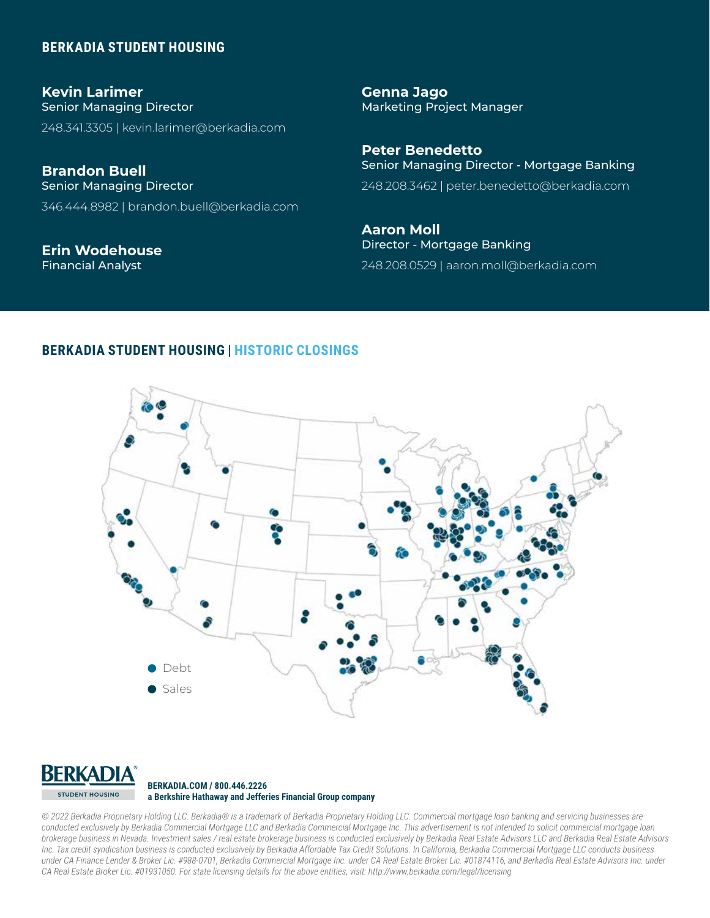## BERKADIA STUDENT HOUSING

**Kevin Larimer**
Senior Managing Director
248.341.3305 | kevin.larimer@berkadia.com

**Brandon Buell**
Senior Managing Director
346.444.8982 | brandon.buell@berkadia.com

**Erin Wodehouse**
Financial Analyst

**Genna Jago**
Marketing Project Manager

**Peter Benedetto**
Senior Managing Director - Mortgage Banking
248.208.3462 | peter.benedetto@berkadia.com

**Aaron Moll**
Director - Mortgage Banking
248.208.0529 | aaron.moll@berkadia.com

## BERKADIA STUDENT HOUSING | HISTORIC CLOSINGS

Debt
Sales

BERKADIA
STUDENT HOUSING

**BERKADIA.COM / 800.446.2226**
**a Berkshire Hathaway and Jefferies Financial Group company**

*© 2022 Berkadia Proprietary Holding LLC. Berkadia® is a trademark of Berkadia Proprietary Holding LLC. Commercial mortgage loan banking and servicing businesses are conducted exclusively by Berkadia Commercial Mortgage LLC and Berkadia Commercial Mortgage Inc. This advertisement is not intended to solicit commercial mortgage loan brokerage business in Nevada. Investment sales / real estate brokerage business is conducted exclusively by Berkadia Real Estate Advisors LLC and Berkadia Real Estate Advisors Inc. Tax credit syndication business is conducted exclusively by Berkadia Affordable Tax Credit Solutions. In California, Berkadia Commercial Mortgage LLC conducts business under CA Finance Lender & Broker Lic. #988-0701, Berkadia Commercial Mortgage Inc. under CA Real Estate Broker Lic. #01874116, and Berkadia Real Estate Advisors Inc. under CA Real Estate Broker Lic. #01931050. For state licensing details for the above entities, visit: http://www.berkadia.com/legal/licensing*